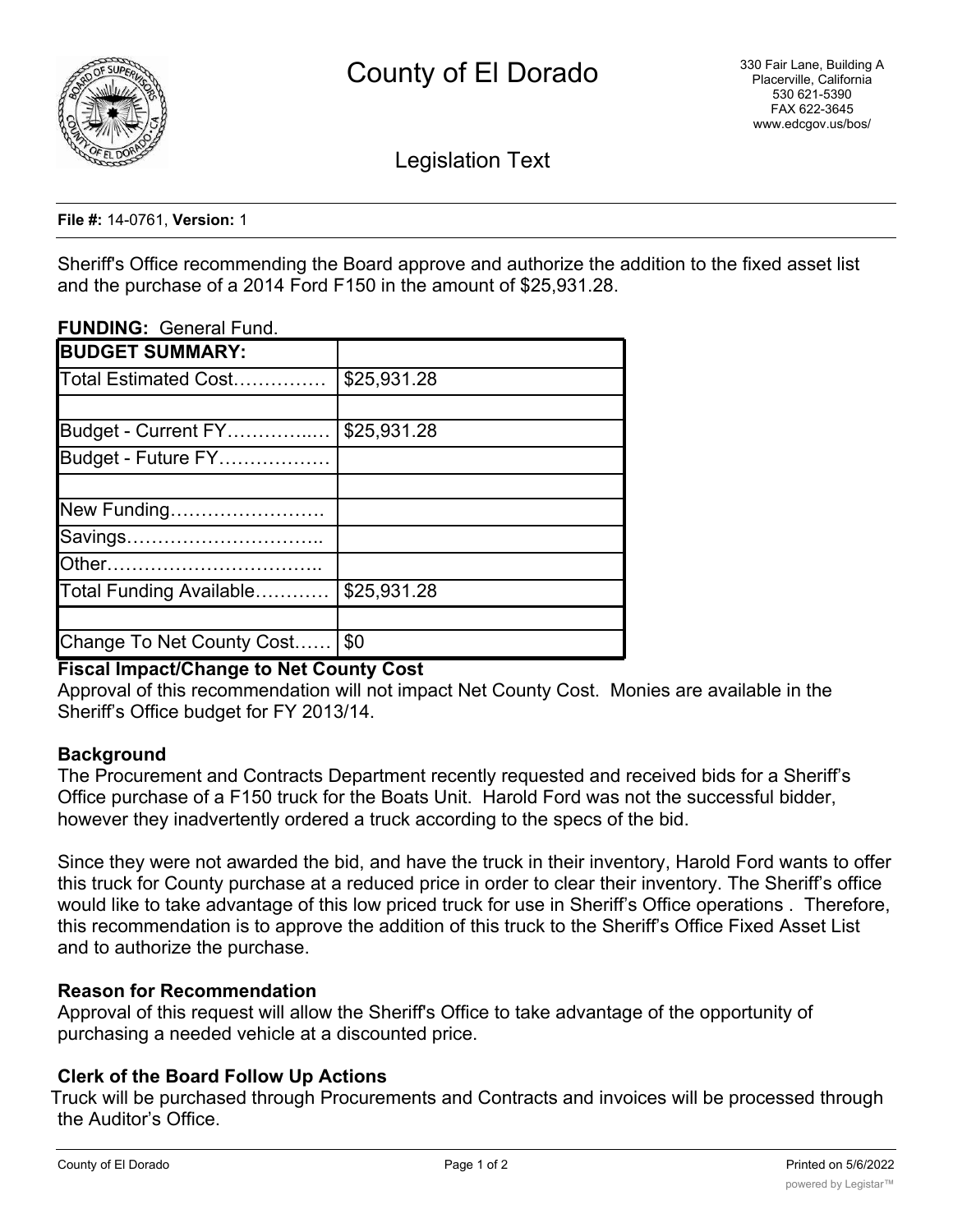# County of El Dorado

330 Fair Lane, Building A
Placerville, California
530 621-5390
FAX 622-3645
www.edcgov.us/bos/

## Legislation Text

**File #:** 14-0761, **Version:** 1

Sheriff's Office recommending the Board approve and authorize the addition to the fixed asset list and the purchase of a 2014 Ford F150 in the amount of $25,931.28.

**FUNDING:** General Fund.

| **BUDGET SUMMARY:** | |
|---|---|
| Total Estimated Cost…………… | $25,931.28 |
| | |
| Budget - Current FY…………..… | $25,931.28 |
| Budget - Future FY……………… | |
| | |
| New Funding……………………. | |
| Savings………………………….. | |
| Other…………………………….. | |
| Total Funding Available………… | $25,931.28 |
| | |
| Change To Net County Cost…… | $0 |

**Fiscal Impact/Change to Net County Cost**
Approval of this recommendation will not impact Net County Cost. Monies are available in the Sheriff's Office budget for FY 2013/14.

**Background**
The Procurement and Contracts Department recently requested and received bids for a Sheriff's Office purchase of a F150 truck for the Boats Unit. Harold Ford was not the successful bidder, however they inadvertently ordered a truck according to the specs of the bid.

Since they were not awarded the bid, and have the truck in their inventory, Harold Ford wants to offer this truck for County purchase at a reduced price in order to clear their inventory. The Sheriff's office would like to take advantage of this low priced truck for use in Sheriff's Office operations . Therefore, this recommendation is to approve the addition of this truck to the Sheriff's Office Fixed Asset List and to authorize the purchase.

**Reason for Recommendation**
Approval of this request will allow the Sheriff's Office to take advantage of the opportunity of purchasing a needed vehicle at a discounted price.

**Clerk of the Board Follow Up Actions**
Truck will be purchased through Procurements and Contracts and invoices will be processed through the Auditor's Office.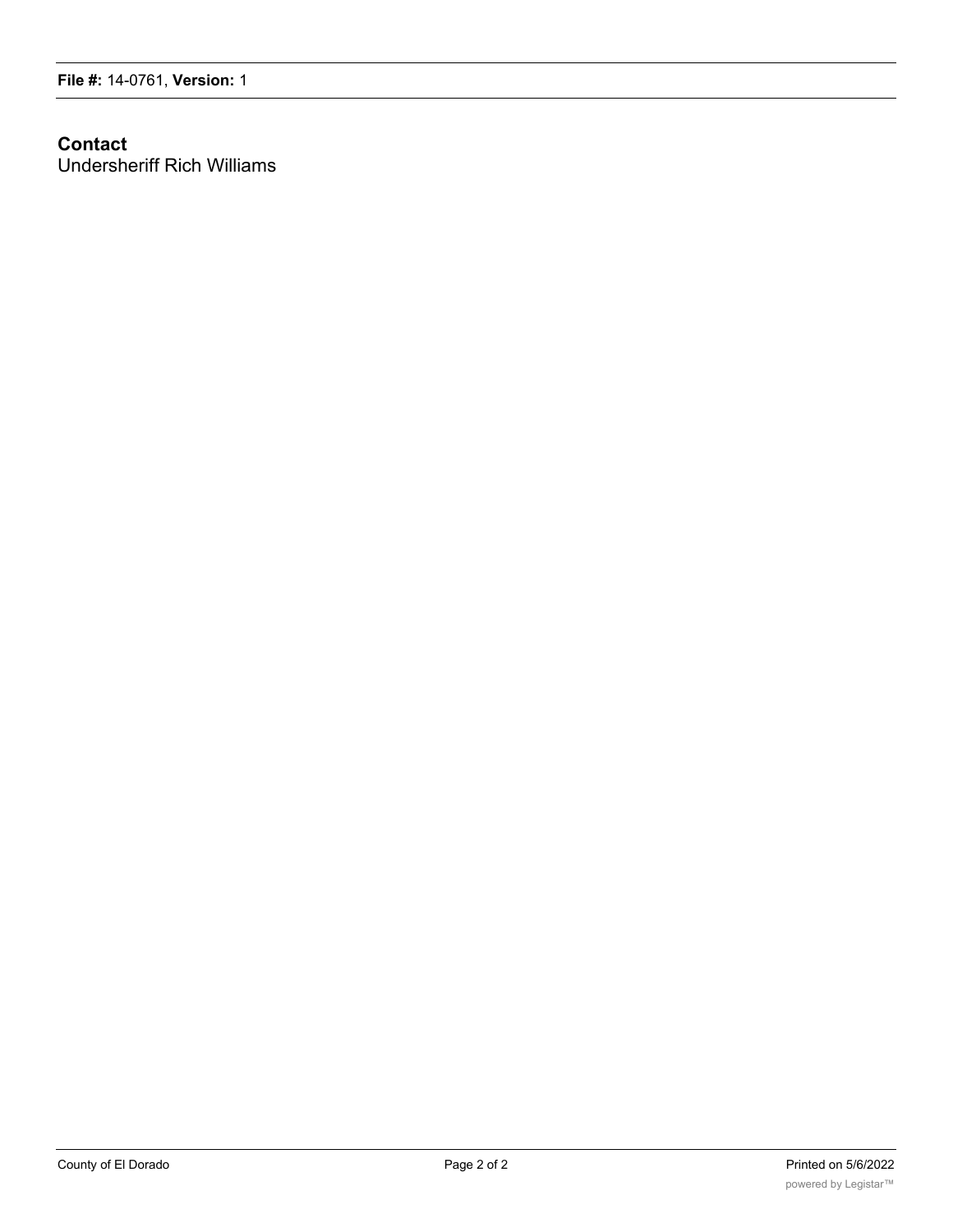**Contact**

Undersheriff Rich Williams